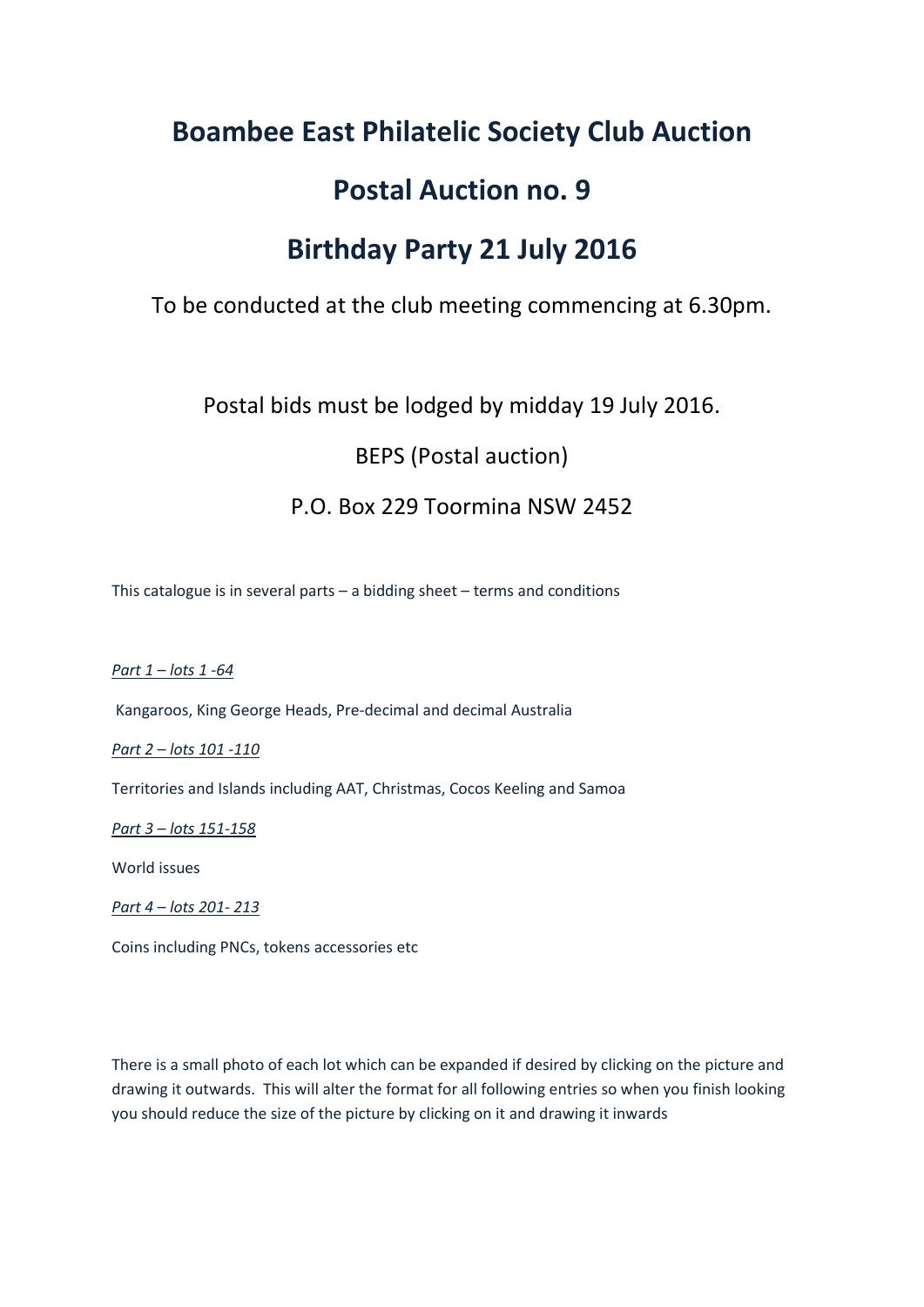# Boambee East Philatelic Society Club Auction

# Postal Auction no. 9

# Birthday Party 21 July 2016

To be conducted at the club meeting commencing at 6.30pm.

Postal bids must be lodged by midday 19 July 2016.

BEPS (Postal auction)

P.O. Box 229 Toormina NSW 2452

This catalogue is in several parts – a bidding sheet – terms and conditions

*Part 1 – lots 1 -64*

Kangaroos, King George Heads, Pre-decimal and decimal Australia

*Part 2 – lots 101 -110*

Territories and Islands including AAT, Christmas, Cocos Keeling and Samoa

*Part 3 – lots 151-158*

World issues

*Part 4 – lots 201- 213*

Coins including PNCs, tokens accessories etc

There is a small photo of each lot which can be expanded if desired by clicking on the picture and drawing it outwards. This will alter the format for all following entries so when you finish looking you should reduce the size of the picture by clicking on it and drawing it inwards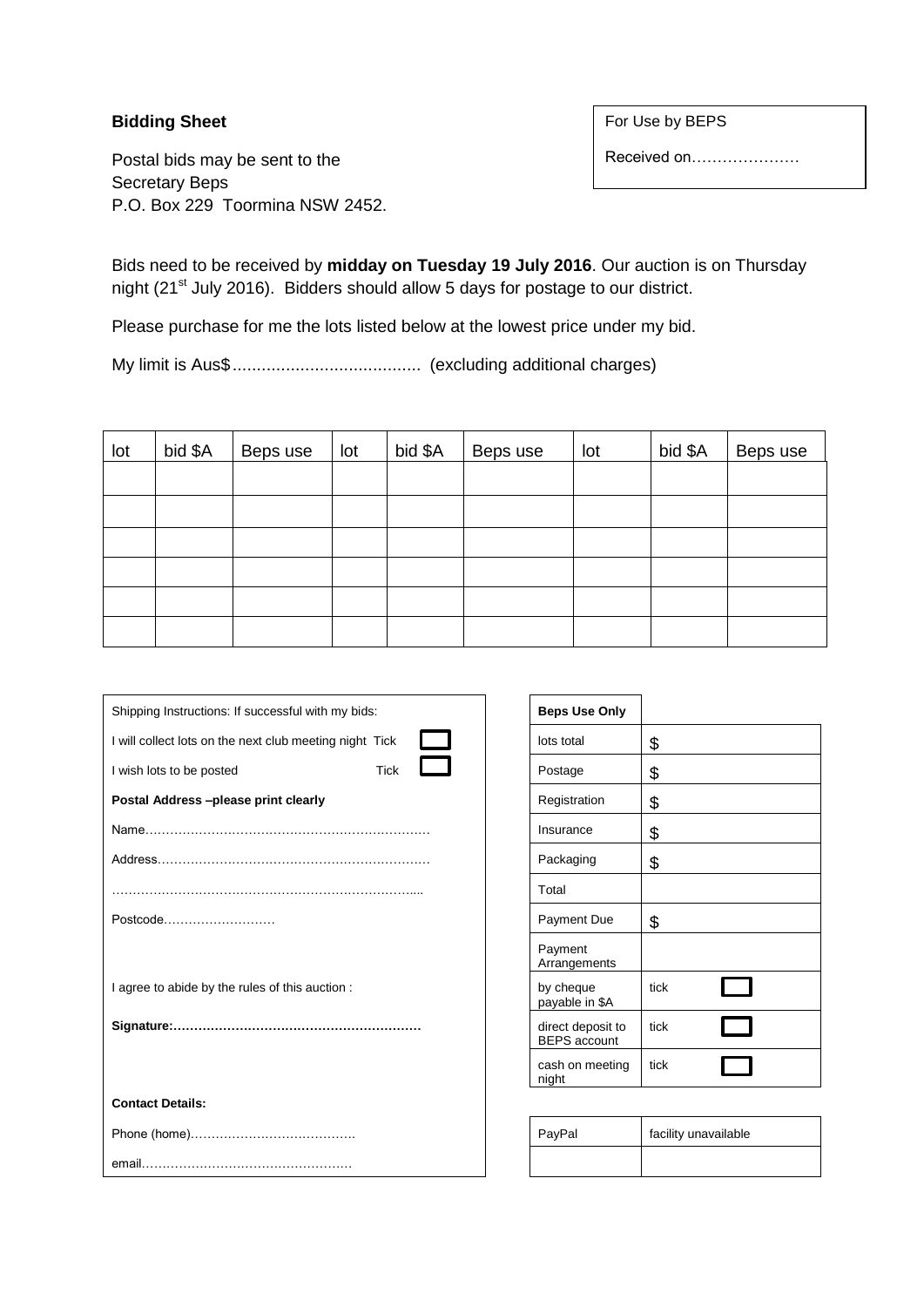**Bidding Sheet**

| For Use by BEPS |
|---|
| Received on………………… |

Postal bids may be sent to the
Secretary Beps
P.O. Box 229 Toormina NSW 2452.

Bids need to be received by **midday on Tuesday 19 July 2016**. Our auction is on Thursday night (21st July 2016). Bidders should allow 5 days for postage to our district.

Please purchase for me the lots listed below at the lowest price under my bid.

My limit is Aus$....................................... (excluding additional charges)

| lot | bid $A | Beps use | lot | bid $A | Beps use | lot | bid $A | Beps use |
|---|---|---|---|---|---|---|---|---|
| | | | | | | | | |
| | | | | | | | | |
| | | | | | | | | |
| | | | | | | | | |
| | | | | | | | | |
| | | | | | | | | |

Shipping Instructions: If successful with my bids:

I will collect lots on the next club meeting night Tick ☐

I wish lots to be posted Tick ☐

**Postal Address –please print clearly**

Name……………………………………………………………

Address…………………………………………………………

…………………………………………………………………....

Postcode………………………

I agree to abide by the rules of this auction :

**Signature:……………………………………………………**

**Contact Details:**

Phone (home)………………………………….

email……………………………………………

| **Beps Use Only** | |
|---|---|
| lots total | $ |
| Postage | $ |
| Registration | $ |
| Insurance | $ |
| Packaging | $ |
| Total | |
| Payment Due | $ |
| Payment Arrangements | |
| by cheque payable in $A | tick ☐ |
| direct deposit to BEPS account | tick ☐ |
| cash on meeting night | tick ☐ |

| PayPal | facility unavailable |
|---|---|
| | |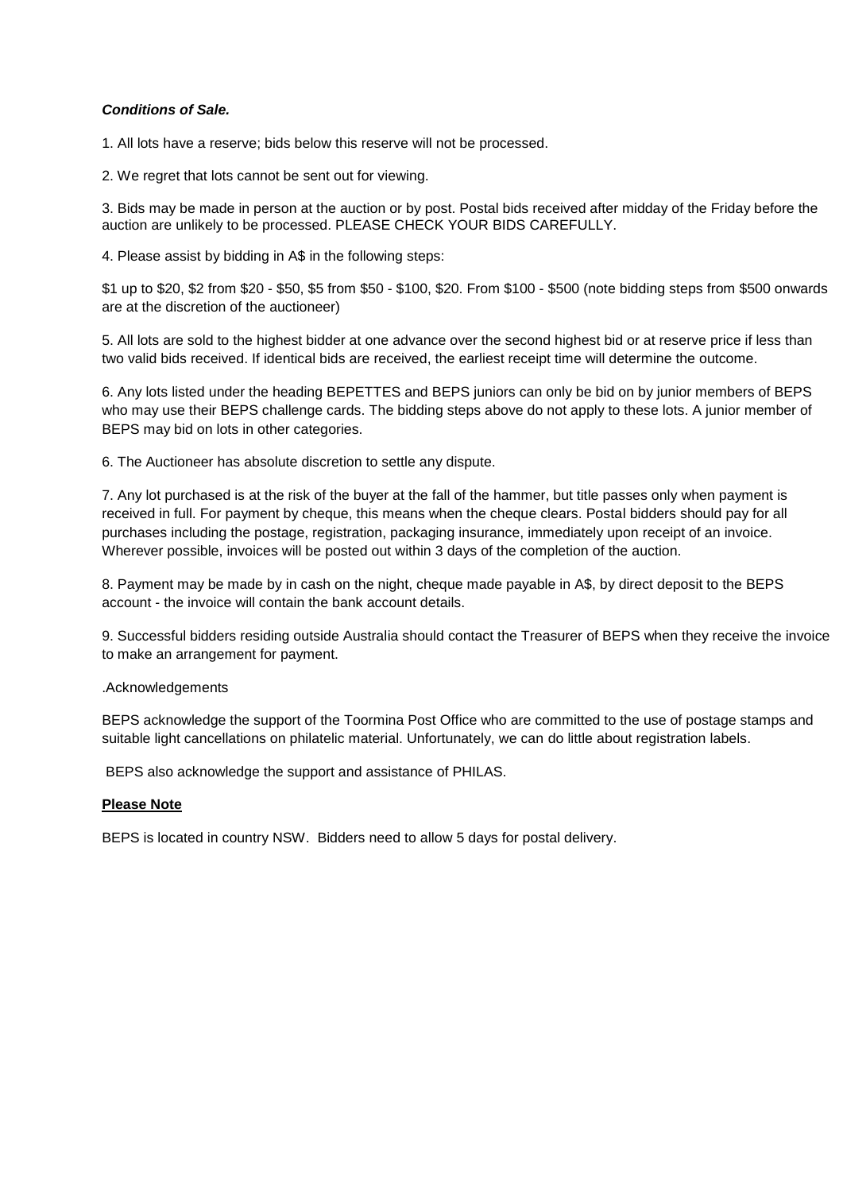***Conditions of Sale.***

1. All lots have a reserve; bids below this reserve will not be processed.

2. We regret that lots cannot be sent out for viewing.

3. Bids may be made in person at the auction or by post. Postal bids received after midday of the Friday before the auction are unlikely to be processed. PLEASE CHECK YOUR BIDS CAREFULLY.

4. Please assist by bidding in A$ in the following steps:

$1 up to $20, $2 from $20 - $50, $5 from $50 - $100, $20. From $100 - $500 (note bidding steps from $500 onwards are at the discretion of the auctioneer)

5. All lots are sold to the highest bidder at one advance over the second highest bid or at reserve price if less than two valid bids received. If identical bids are received, the earliest receipt time will determine the outcome.

6. Any lots listed under the heading BEPETTES and BEPS juniors can only be bid on by junior members of BEPS who may use their BEPS challenge cards. The bidding steps above do not apply to these lots. A junior member of BEPS may bid on lots in other categories.

6. The Auctioneer has absolute discretion to settle any dispute.

7. Any lot purchased is at the risk of the buyer at the fall of the hammer, but title passes only when payment is received in full. For payment by cheque, this means when the cheque clears. Postal bidders should pay for all purchases including the postage, registration, packaging insurance, immediately upon receipt of an invoice. Wherever possible, invoices will be posted out within 3 days of the completion of the auction.

8. Payment may be made by in cash on the night, cheque made payable in A$, by direct deposit to the BEPS account - the invoice will contain the bank account details.

9. Successful bidders residing outside Australia should contact the Treasurer of BEPS when they receive the invoice to make an arrangement for payment.

.Acknowledgements

BEPS acknowledge the support of the Toormina Post Office who are committed to the use of postage stamps and suitable light cancellations on philatelic material. Unfortunately, we can do little about registration labels.

BEPS also acknowledge the support and assistance of PHILAS.

**Please Note**

BEPS is located in country NSW. Bidders need to allow 5 days for postal delivery.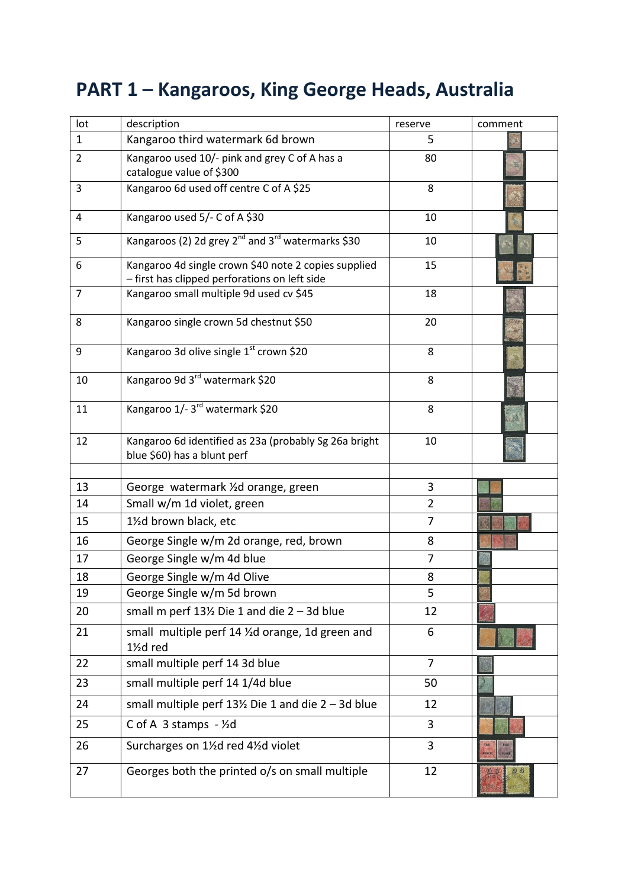# PART 1 – Kangaroos, King George Heads, Australia

| lot | description | reserve | comment |
|---|---|---|---|
| 1 | Kangaroo third watermark 6d brown | 5 | |
| 2 | Kangaroo used 10/- pink and grey C of A has a catalogue value of $300 | 80 | |
| 3 | Kangaroo 6d used off centre C of A $25 | 8 | |
| 4 | Kangaroo used 5/- C of A $30 | 10 | |
| 5 | Kangaroos (2) 2d grey 2nd and 3rd watermarks $30 | 10 | |
| 6 | Kangaroo 4d single crown $40 note 2 copies supplied – first has clipped perforations on left side | 15 | |
| 7 | Kangaroo small multiple 9d used cv $45 | 18 | |
| 8 | Kangaroo single crown 5d chestnut $50 | 20 | |
| 9 | Kangaroo 3d olive single 1st crown $20 | 8 | |
| 10 | Kangaroo 9d 3rd watermark $20 | 8 | |
| 11 | Kangaroo 1/- 3rd watermark $20 | 8 | |
| 12 | Kangaroo 6d identified as 23a (probably Sg 26a bright blue $60) has a blunt perf | 10 | |
| | | | |
| 13 | George watermark ½d orange, green | 3 | |
| 14 | Small w/m 1d violet, green | 2 | |
| 15 | 1½d brown black, etc | 7 | |
| 16 | George Single w/m 2d orange, red, brown | 8 | |
| 17 | George Single w/m 4d blue | 7 | |
| 18 | George Single w/m 4d Olive | 8 | |
| 19 | George Single w/m 5d brown | 5 | |
| 20 | small m perf 13½ Die 1 and die 2 – 3d blue | 12 | |
| 21 | small multiple perf 14 ½d orange, 1d green and 1½d red | 6 | |
| 22 | small multiple perf 14 3d blue | 7 | |
| 23 | small multiple perf 14 1/4d blue | 50 | |
| 24 | small multiple perf 13½ Die 1 and die 2 – 3d blue | 12 | |
| 25 | C of A 3 stamps - ½d | 3 | |
| 26 | Surcharges on 1½d red 4½d violet | 3 | |
| 27 | Georges both the printed o/s on small multiple | 12 | |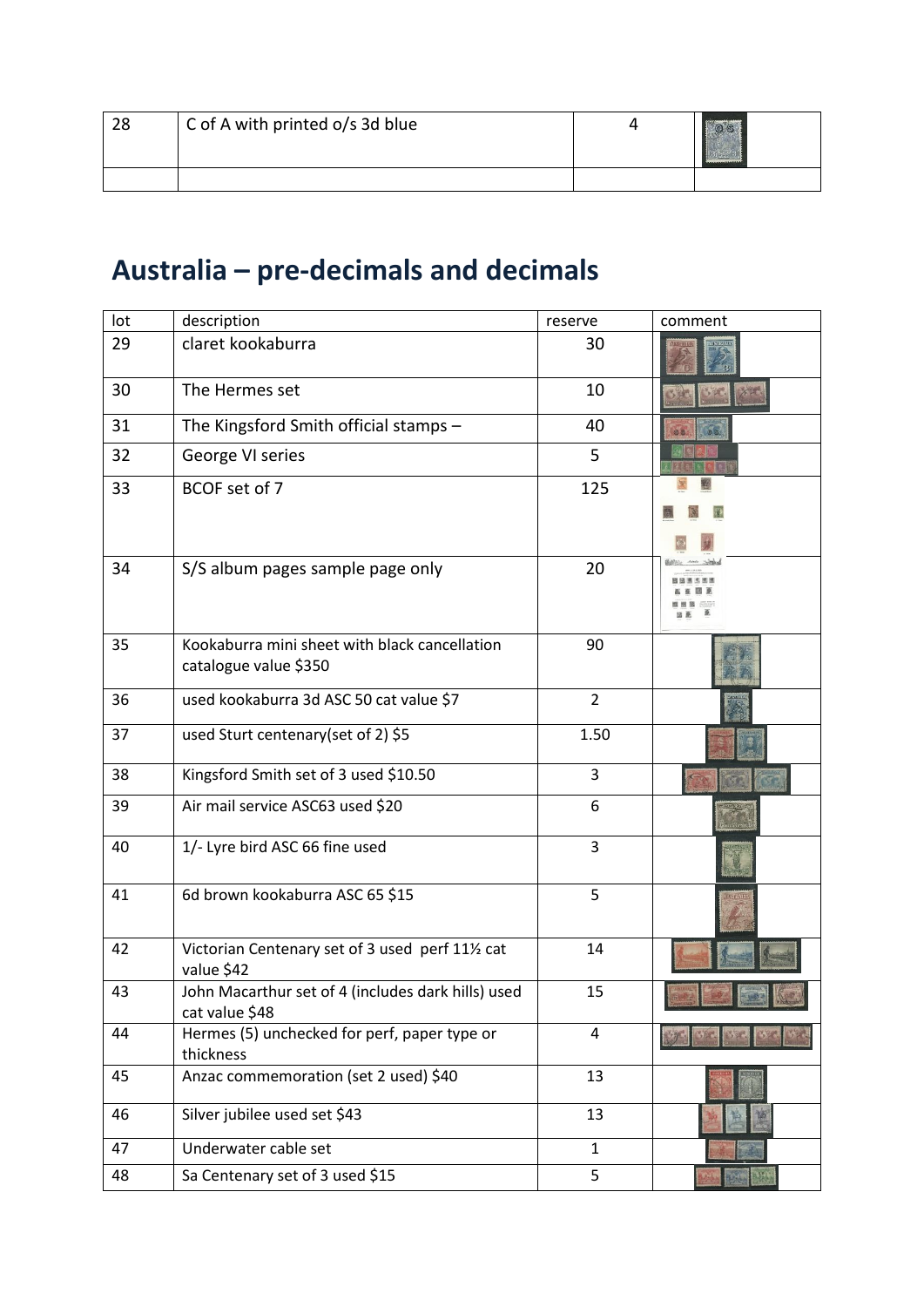| 28 | C of A with printed o/s 3d blue | 4 | |
|---|---|---|---|
| | | | |

## Australia – pre-decimals and decimals

| lot | description | reserve | comment |
|---|---|---|---|
| 29 | claret kookaburra | 30 | |
| 30 | The Hermes set | 10 | |
| 31 | The Kingsford Smith official stamps – | 40 | |
| 32 | George VI series | 5 | |
| 33 | BCOF set of 7 | 125 | |
| 34 | S/S album pages sample page only | 20 | |
| 35 | Kookaburra mini sheet with black cancellation catalogue value $350 | 90 | |
| 36 | used kookaburra 3d ASC 50 cat value $7 | 2 | |
| 37 | used Sturt centenary(set of 2) $5 | 1.50 | |
| 38 | Kingsford Smith set of 3 used $10.50 | 3 | |
| 39 | Air mail service ASC63 used $20 | 6 | |
| 40 | 1/- Lyre bird ASC 66 fine used | 3 | |
| 41 | 6d brown kookaburra ASC 65 $15 | 5 | |
| 42 | Victorian Centenary set of 3 used perf 11½ cat value $42 | 14 | |
| 43 | John Macarthur set of 4 (includes dark hills) used cat value $48 | 15 | |
| 44 | Hermes (5) unchecked for perf, paper type or thickness | 4 | |
| 45 | Anzac commemoration (set 2 used) $40 | 13 | |
| 46 | Silver jubilee used set $43 | 13 | |
| 47 | Underwater cable set | 1 | |
| 48 | Sa Centenary set of 3 used $15 | 5 | |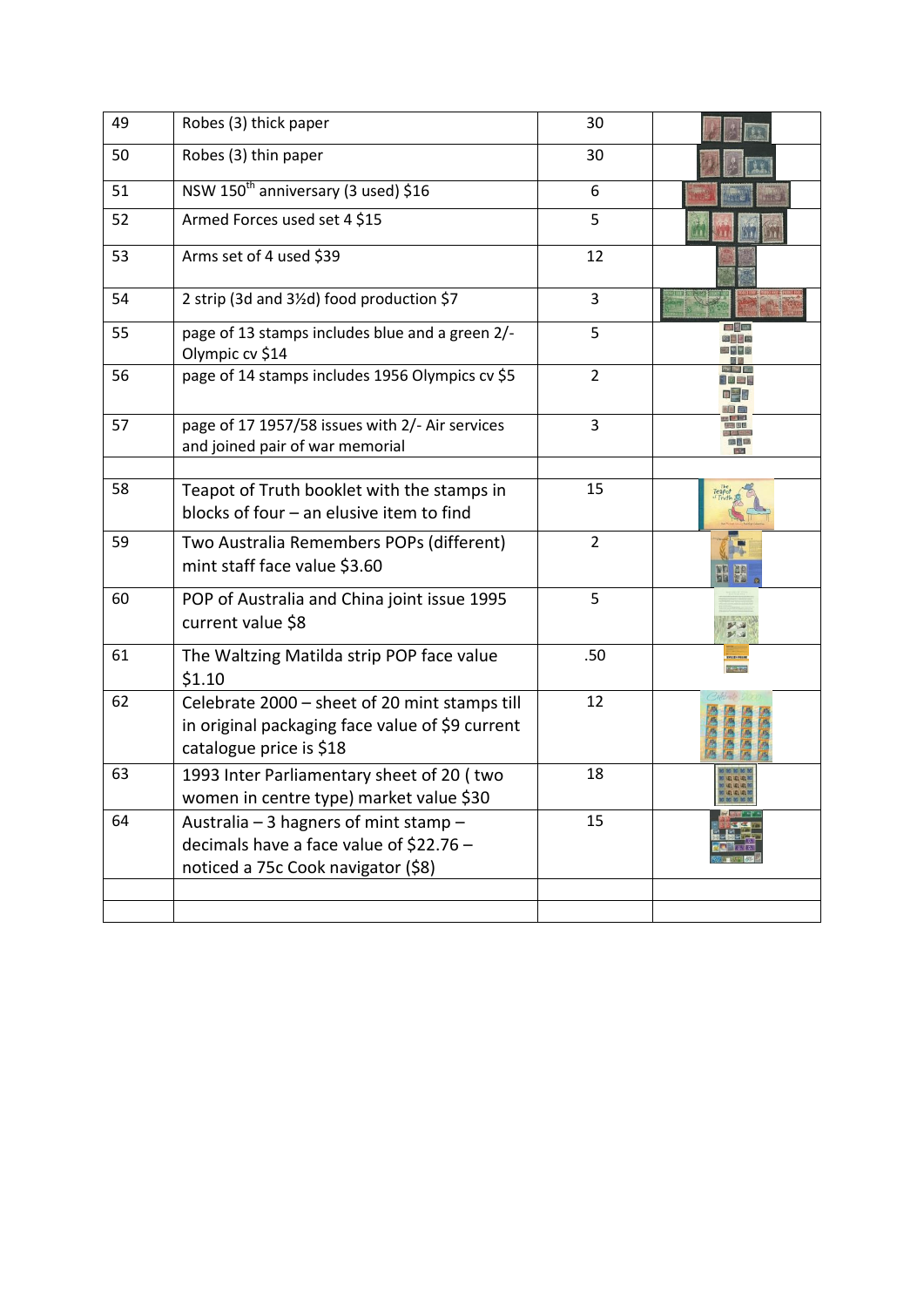| 49 | Robes (3) thick paper | 30 | |
|---|---|---|---|
| 50 | Robes (3) thin paper | 30 | |
| 51 | NSW 150th anniversary (3 used) $16 | 6 | |
| 52 | Armed Forces used set 4 $15 | 5 | |
| 53 | Arms set of 4 used $39 | 12 | |
| 54 | 2 strip (3d and 3½d) food production $7 | 3 | |
| 55 | page of 13 stamps includes blue and a green 2/- Olympic cv $14 | 5 | |
| 56 | page of 14 stamps includes 1956 Olympics cv $5 | 2 | |
| 57 | page of 17 1957/58 issues with 2/- Air services and joined pair of war memorial | 3 | |
| | | | |
| 58 | Teapot of Truth booklet with the stamps in blocks of four – an elusive item to find | 15 | |
| 59 | Two Australia Remembers POPs (different) mint staff face value $3.60 | 2 | |
| 60 | POP of Australia and China joint issue 1995 current value $8 | 5 | |
| 61 | The Waltzing Matilda strip POP face value $1.10 | .50 | |
| 62 | Celebrate 2000 – sheet of 20 mint stamps till in original packaging face value of $9 current catalogue price is $18 | 12 | |
| 63 | 1993 Inter Parliamentary sheet of 20 ( two women in centre type) market value $30 | 18 | |
| 64 | Australia – 3 hagners of mint stamp – decimals have a face value of $22.76 – noticed a 75c Cook navigator ($8) | 15 | |
| | | | |
| | | | |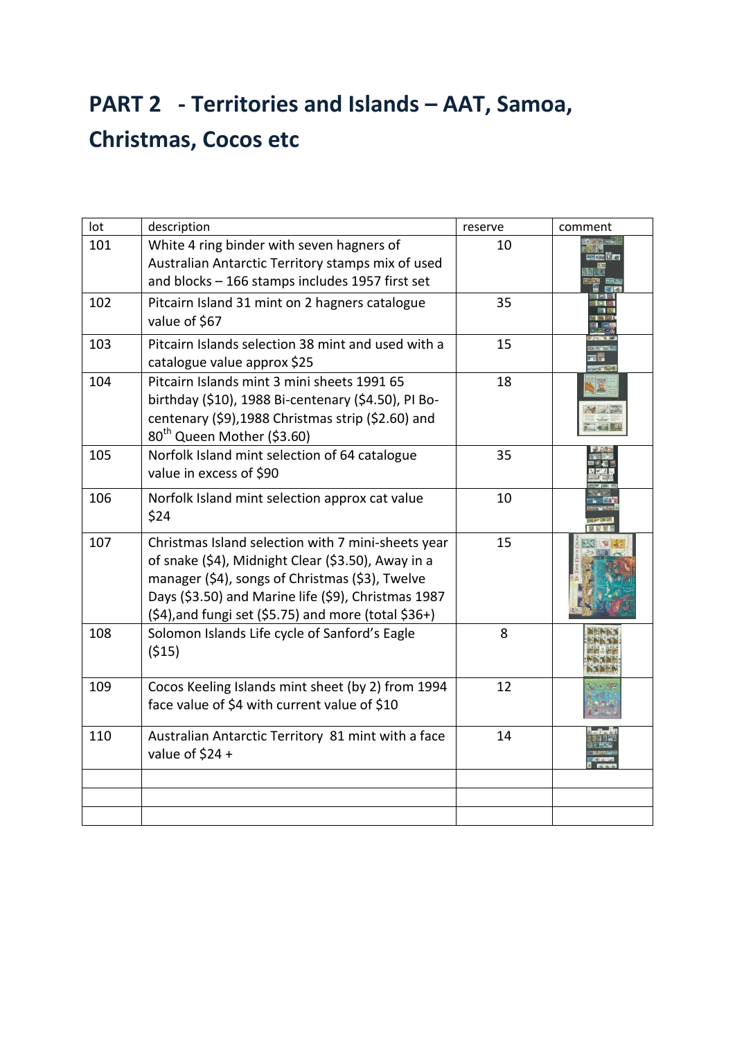# PART 2 - Territories and Islands – AAT, Samoa, Christmas, Cocos etc

| lot | description | reserve | comment |
|---|---|---|---|
| 101 | White 4 ring binder with seven hagners of Australian Antarctic Territory stamps mix of used and blocks – 166 stamps includes 1957 first set | 10 | |
| 102 | Pitcairn Island 31 mint on 2 hagners catalogue value of $67 | 35 | |
| 103 | Pitcairn Islands selection 38 mint and used with a catalogue value approx $25 | 15 | |
| 104 | Pitcairn Islands mint 3 mini sheets 1991 65 birthday ($10), 1988 Bi-centenary ($4.50), PI Bo-centenary ($9),1988 Christmas strip ($2.60) and 80th Queen Mother ($3.60) | 18 | |
| 105 | Norfolk Island mint selection of 64 catalogue value in excess of $90 | 35 | |
| 106 | Norfolk Island mint selection approx cat value $24 | 10 | |
| 107 | Christmas Island selection with 7 mini-sheets year of snake ($4), Midnight Clear ($3.50), Away in a manager ($4), songs of Christmas ($3), Twelve Days ($3.50) and Marine life ($9), Christmas 1987 ($4),and fungi set ($5.75) and more (total $36+) | 15 | |
| 108 | Solomon Islands Life cycle of Sanford's Eagle ($15) | 8 | |
| 109 | Cocos Keeling Islands mint sheet (by 2) from 1994 face value of $4 with current value of $10 | 12 | |
| 110 | Australian Antarctic Territory 81 mint with a face value of $24 + | 14 | |
| | | | |
| | | | |
| | | | |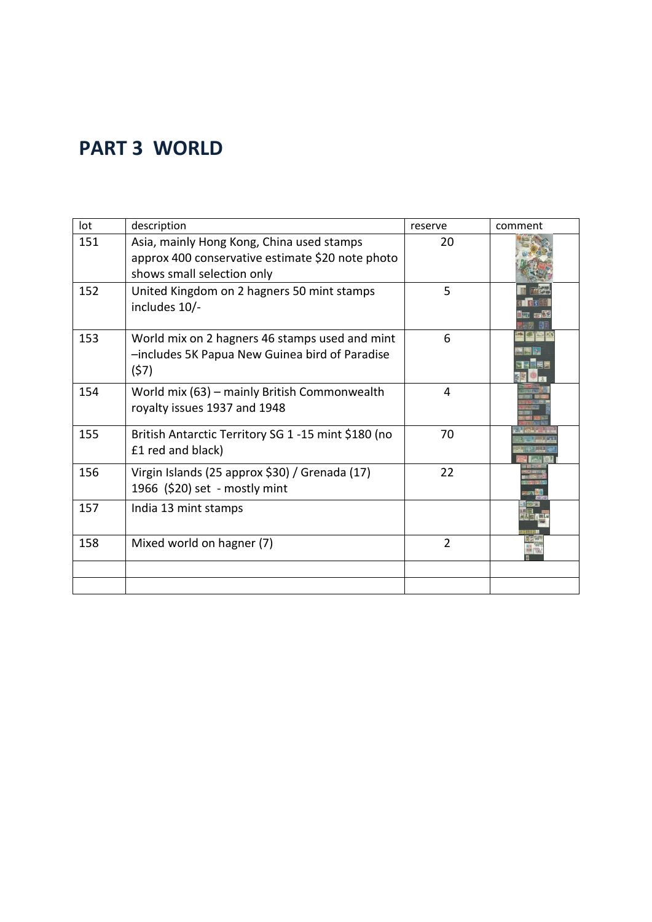# PART 3 WORLD

| lot | description | reserve | comment |
|---|---|---|---|
| 151 | Asia, mainly Hong Kong, China used stamps approx 400 conservative estimate $20 note photo shows small selection only | 20 | |
| 152 | United Kingdom on 2 hagners 50 mint stamps includes 10/- | 5 | |
| 153 | World mix on 2 hagners 46 stamps used and mint –includes 5K Papua New Guinea bird of Paradise ($7) | 6 | |
| 154 | World mix (63) – mainly British Commonwealth royalty issues 1937 and 1948 | 4 | |
| 155 | British Antarctic Territory SG 1 -15 mint $180 (no £1 red and black) | 70 | |
| 156 | Virgin Islands (25 approx $30) / Grenada (17) 1966 ($20) set - mostly mint | 22 | |
| 157 | India 13 mint stamps | | |
| 158 | Mixed world on hagner (7) | 2 | |
| | | | |
| | | | |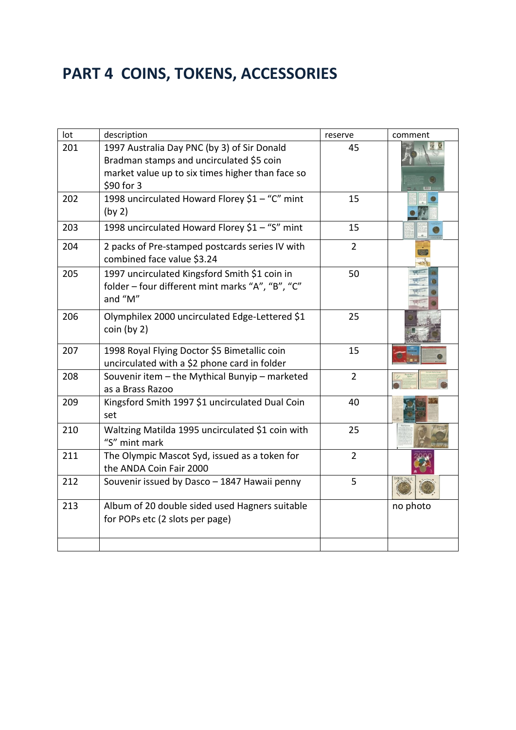# PART 4 COINS, TOKENS, ACCESSORIES

| lot | description | reserve | comment |
| --- | --- | --- | --- |
| 201 | 1997 Australia Day PNC (by 3) of Sir Donald Bradman stamps and uncirculated $5 coin market value up to six times higher than face so $90 for 3 | 45 | |
| 202 | 1998 uncirculated Howard Florey $1 – “C” mint (by 2) | 15 | |
| 203 | 1998 uncirculated Howard Florey $1 – “S” mint | 15 | |
| 204 | 2 packs of Pre-stamped postcards series IV with combined face value $3.24 | 2 | |
| 205 | 1997 uncirculated Kingsford Smith $1 coin in folder – four different mint marks “A”, “B”, “C” and “M” | 50 | |
| 206 | Olymphilex 2000 uncirculated Edge-Lettered $1 coin (by 2) | 25 | |
| 207 | 1998 Royal Flying Doctor $5 Bimetallic coin uncirculated with a $2 phone card in folder | 15 | |
| 208 | Souvenir item – the Mythical Bunyip – marketed as a Brass Razoo | 2 | |
| 209 | Kingsford Smith 1997 $1 uncirculated Dual Coin set | 40 | |
| 210 | Waltzing Matilda 1995 uncirculated $1 coin with “S” mint mark | 25 | |
| 211 | The Olympic Mascot Syd, issued as a token for the ANDA Coin Fair 2000 | 2 | |
| 212 | Souvenir issued by Dasco – 1847 Hawaii penny | 5 | |
| 213 | Album of 20 double sided used Hagners suitable for POPs etc (2 slots per page) | | no photo |
| | | | |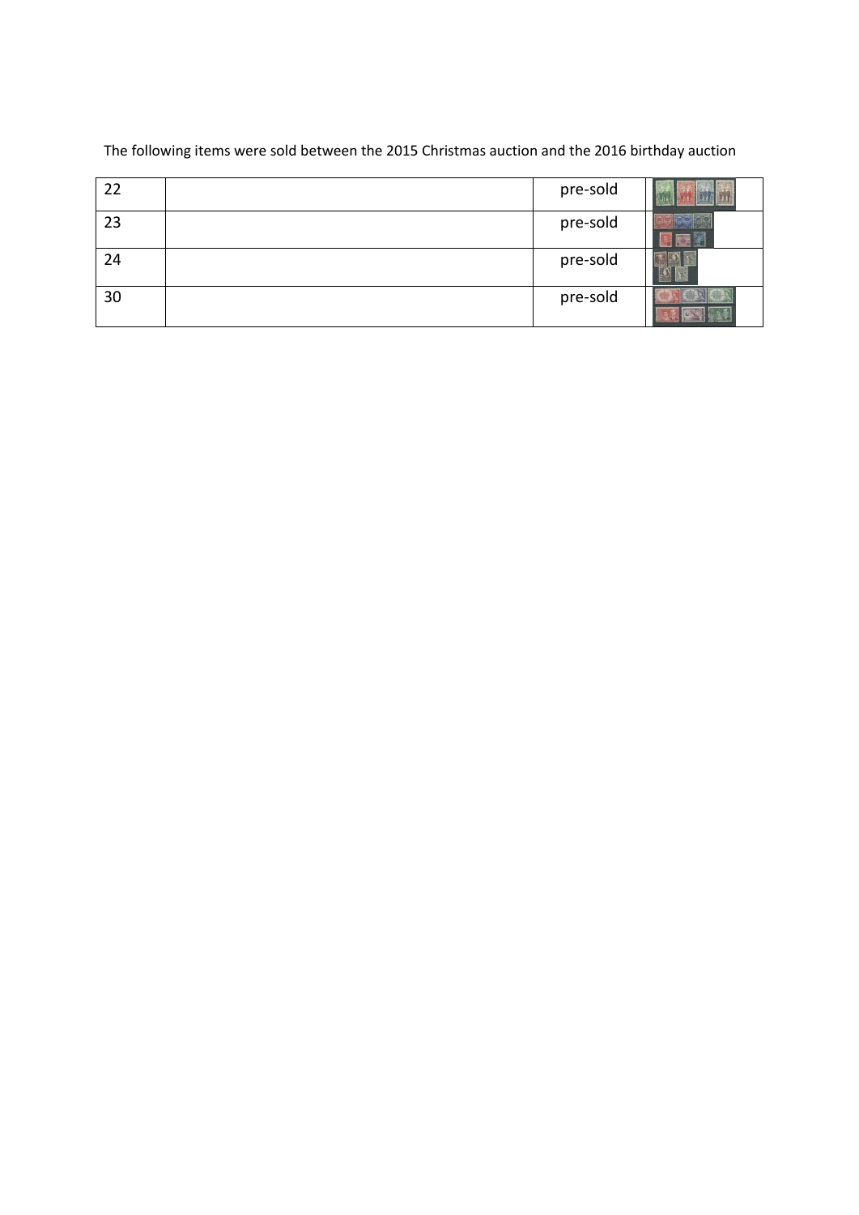The following items were sold between the 2015 Christmas auction and the 2016 birthday auction

| | | | |
|---|---|---|---|
| 22 | | pre-sold | |
| 23 | | pre-sold | |
| 24 | | pre-sold | |
| 30 | | pre-sold | |